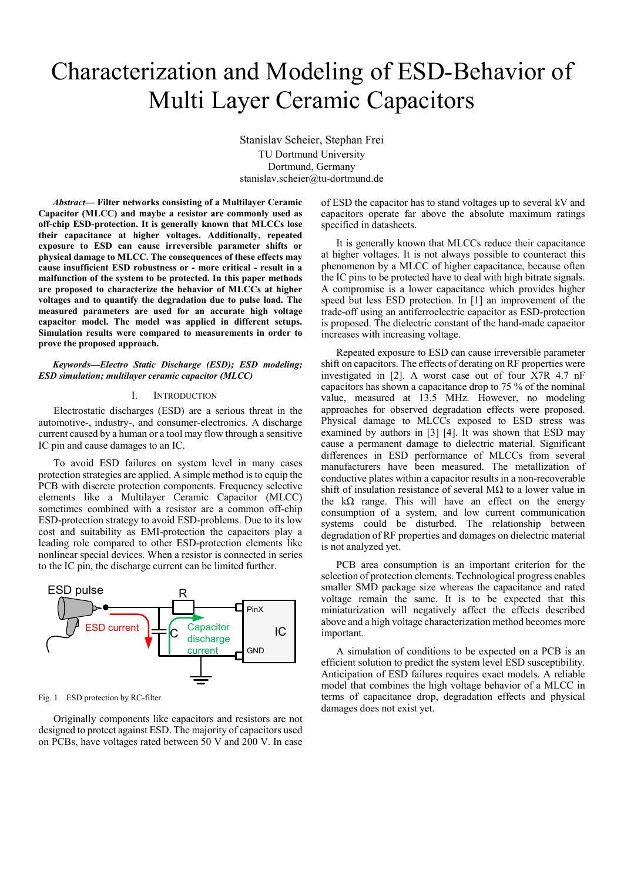# Characterization and Modeling of ESD-Behavior of Multi Layer Ceramic Capacitors

Stanislav Scheier, Stephan Frei
TU Dortmund University
Dortmund, Germany
stanislav.scheier@tu-dortmund.de

***Abstract*— Filter networks consisting of a Multilayer Ceramic Capacitor (MLCC) and maybe a resistor are commonly used as off-chip ESD-protection. It is generally known that MLCCs lose their capacitance at higher voltages. Additionally, repeated exposure to ESD can cause irreversible parameter shifts or physical damage to MLCC. The consequences of these effects may cause insufficient ESD robustness or - more critical - result in a malfunction of the system to be protected. In this paper methods are proposed to characterize the behavior of MLCCs at higher voltages and to quantify the degradation due to pulse load. The measured parameters are used for an accurate high voltage capacitor model. The model was applied in different setups. Simulation results were compared to measurements in order to prove the proposed approach.**

***Keywords—Electro Static Discharge (ESD); ESD modeling; ESD simulation; multilayer ceramic capacitor (MLCC)***

## I. Introduction

Electrostatic discharges (ESD) are a serious threat in the automotive-, industry-, and consumer-electronics. A discharge current caused by a human or a tool may flow through a sensitive IC pin and cause damages to an IC.

To avoid ESD failures on system level in many cases protection strategies are applied. A simple method is to equip the PCB with discrete protection components. Frequency selective elements like a Multilayer Ceramic Capacitor (MLCC) sometimes combined with a resistor are a common off-chip ESD-protection strategy to avoid ESD-problems. Due to its low cost and suitability as EMI-protection the capacitors play a leading role compared to other ESD-protection elements like nonlinear special devices. When a resistor is connected in series to the IC pin, the discharge current can be limited further.

Fig. 1. ESD protection by RC-filter

Originally components like capacitors and resistors are not designed to protect against ESD. The majority of capacitors used on PCBs, have voltages rated between 50 V and 200 V. In case of ESD the capacitor has to stand voltages up to several kV and capacitors operate far above the absolute maximum ratings specified in datasheets.

It is generally known that MLCCs reduce their capacitance at higher voltages. It is not always possible to counteract this phenomenon by a MLCC of higher capacitance, because often the IC pins to be protected have to deal with high bitrate signals. A compromise is a lower capacitance which provides higher speed but less ESD protection. In [1] an improvement of the trade-off using an antiferroelectric capacitor as ESD-protection is proposed. The dielectric constant of the hand-made capacitor increases with increasing voltage.

Repeated exposure to ESD can cause irreversible parameter shift on capacitors. The effects of derating on RF properties were investigated in [2]. A worst case out of four X7R 4.7 nF capacitors has shown a capacitance drop to 75 % of the nominal value, measured at 13.5 MHz. However, no modeling approaches for observed degradation effects were proposed. Physical damage to MLCCs exposed to ESD stress was examined by authors in [3] [4]. It was shown that ESD may cause a permanent damage to dielectric material. Significant differences in ESD performance of MLCCs from several manufacturers have been measured. The metallization of conductive plates within a capacitor results in a non-recoverable shift of insulation resistance of several MΩ to a lower value in the kΩ range. This will have an effect on the energy consumption of a system, and low current communication systems could be disturbed. The relationship between degradation of RF properties and damages on dielectric material is not analyzed yet.

PCB area consumption is an important criterion for the selection of protection elements. Technological progress enables smaller SMD package size whereas the capacitance and rated voltage remain the same. It is to be expected that this miniaturization will negatively affect the effects described above and a high voltage characterization method becomes more important.

A simulation of conditions to be expected on a PCB is an efficient solution to predict the system level ESD susceptibility. Anticipation of ESD failures requires exact models. A reliable model that combines the high voltage behavior of a MLCC in terms of capacitance drop, degradation effects and physical damages does not exist yet.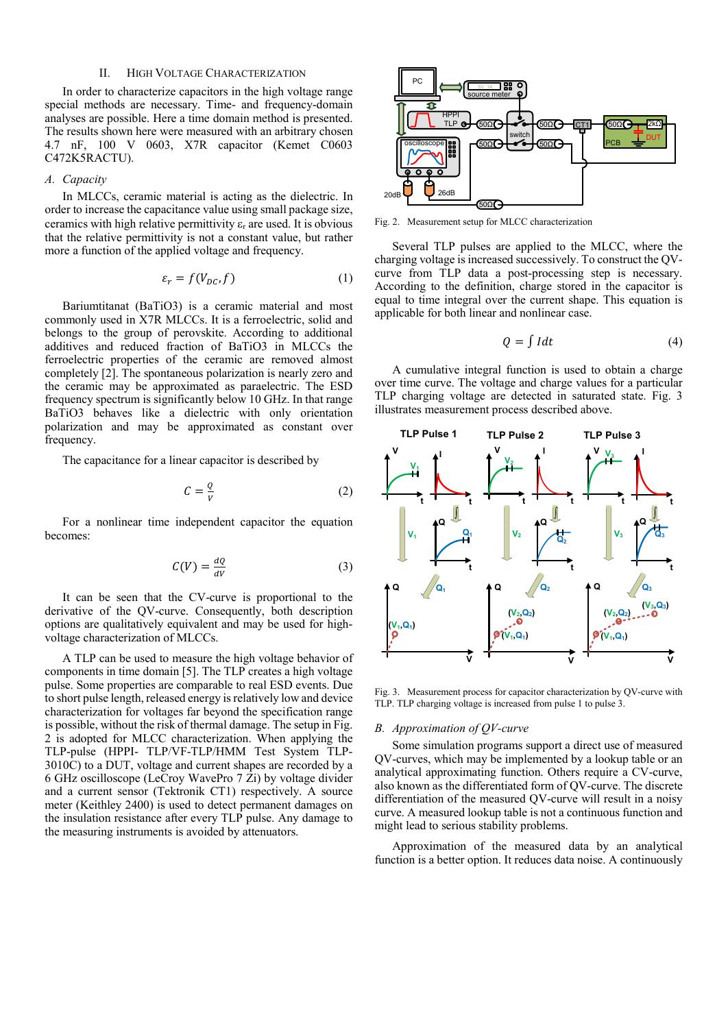## II. High Voltage Characterization

In order to characterize capacitors in the high voltage range special methods are necessary. Time- and frequency-domain analyses are possible. Here a time domain method is presented. The results shown here were measured with an arbitrary chosen 4.7 nF, 100 V 0603, X7R capacitor (Kemet C0603 C472K5RACTU).

### A. Capacity

In MLCCs, ceramic material is acting as the dielectric. In order to increase the capacitance value using small package size, ceramics with high relative permittivity $\varepsilon_r$ are used. It is obvious that the relative permittivity is not a constant value, but rather more a function of the applied voltage and frequency.

$$\varepsilon_r = f(V_{DC}, f) \tag{1}$$

Bariumtitanat ($BaTiO_3$) is a ceramic material and most commonly used in X7R MLCCs. It is a ferroelectric, solid and belongs to the group of perovskite. According to additional additives and reduced fraction of $BaTiO_3$ in MLCCs the ferroelectric properties of the ceramic are removed almost completely [2]. The spontaneous polarization is nearly zero and the ceramic may be approximated as paraelectric. The ESD frequency spectrum is significantly below 10 GHz. In that range $BaTiO_3$ behaves like a dielectric with only orientation polarization and may be approximated as constant over frequency.

The capacitance for a linear capacitor is described by

$$C = \frac{Q}{V} \tag{2}$$

For a nonlinear time independent capacitor the equation becomes:

$$C(V) = \frac{dQ}{dV} \tag{3}$$

It can be seen that the CV-curve is proportional to the derivative of the QV-curve. Consequently, both description options are qualitatively equivalent and may be used for high-voltage characterization of MLCCs.

A TLP can be used to measure the high voltage behavior of components in time domain [5]. The TLP creates a high voltage pulse. Some properties are comparable to real ESD events. Due to short pulse length, released energy is relatively low and device characterization for voltages far beyond the specification range is possible, without the risk of thermal damage. The setup in Fig. 2 is adopted for MLCC characterization. When applying the TLP-pulse (HPPI- TLP/VF-TLP/HMM Test System TLP-3010C) to a DUT, voltage and current shapes are recorded by a 6 GHz oscilloscope (LeCroy WavePro 7 Zi) by voltage divider and a current sensor (Tektronik CT1) respectively. A source meter (Keithley 2400) is used to detect permanent damages on the insulation resistance after every TLP pulse. Any damage to the measuring instruments is avoided by attenuators.

Fig. 2. Measurement setup for MLCC characterization

Several TLP pulses are applied to the MLCC, where the charging voltage is increased successively. To construct the QV-curve from TLP data a post-processing step is necessary. According to the definition, charge stored in the capacitor is equal to time integral over the current shape. This equation is applicable for both linear and nonlinear case.

$$Q = \int I dt \tag{4}$$

A cumulative integral function is used to obtain a charge over time curve. The voltage and charge values for a particular TLP charging voltage are detected in saturated state. Fig. 3 illustrates measurement process described above.

Fig. 3. Measurement process for capacitor characterization by QV-curve with TLP. TLP charging voltage is increased from pulse 1 to pulse 3.

### B. Approximation of QV-curve

Some simulation programs support a direct use of measured QV-curves, which may be implemented by a lookup table or an analytical approximating function. Others require a CV-curve, also known as the differentiated form of QV-curve. The discrete differentiation of the measured QV-curve will result in a noisy curve. A measured lookup table is not a continuous function and might lead to serious stability problems.

Approximation of the measured data by an analytical function is a better option. It reduces data noise. A continuously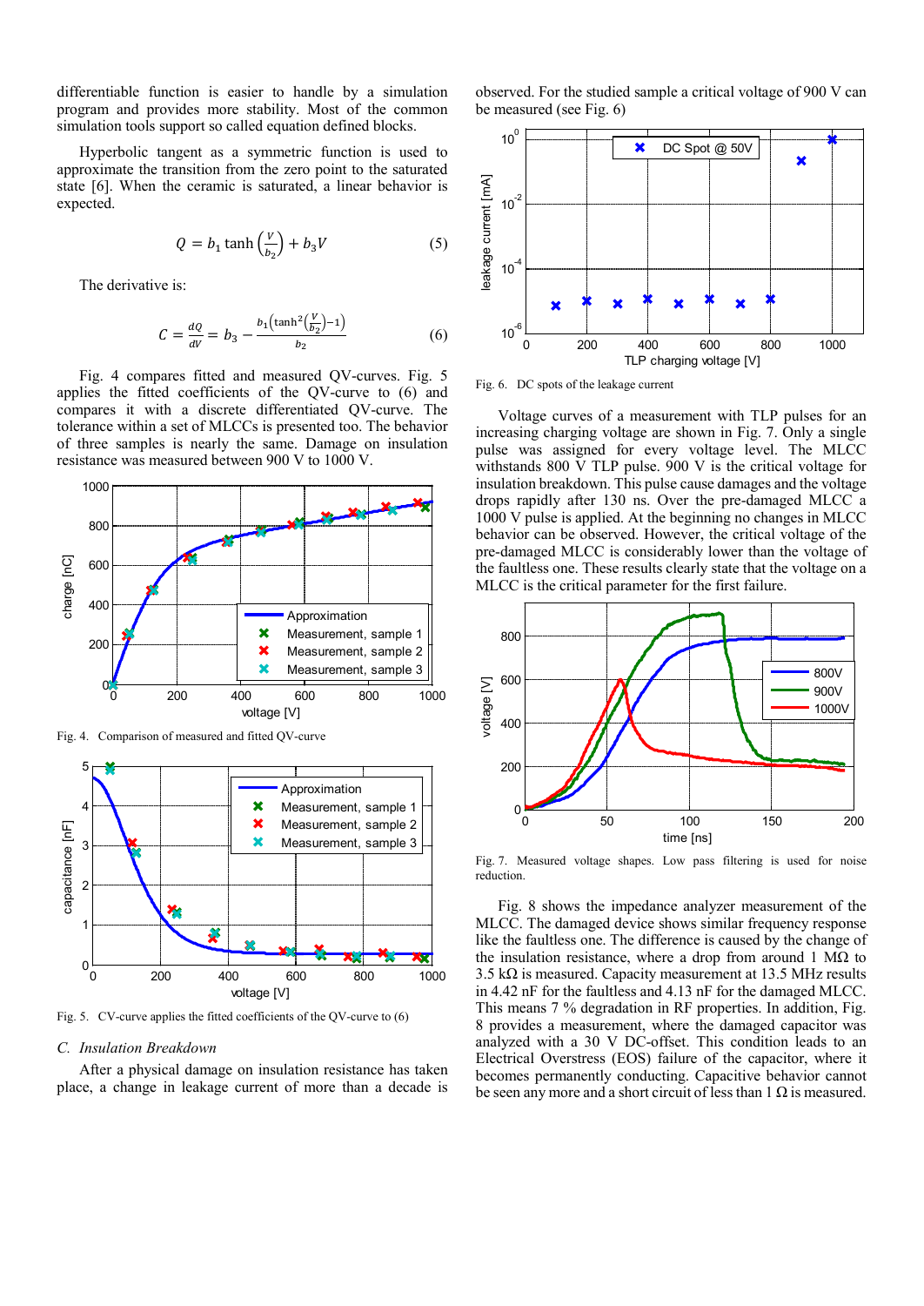differentiable function is easier to handle by a simulation program and provides more stability. Most of the common simulation tools support so called equation defined blocks.

Hyperbolic tangent as a symmetric function is used to approximate the transition from the zero point to the saturated state [6]. When the ceramic is saturated, a linear behavior is expected.

$$Q = b_1 \tanh\left(\frac{V}{b_2}\right) + b_3 V \tag{5}$$

The derivative is:

$$C = \frac{dQ}{dV} = b_3 - \frac{b_1\left(\tanh^2\left(\frac{V}{b_2}\right) - 1\right)}{b_2} \tag{6}$$

Fig. 4 compares fitted and measured QV-curves. Fig. 5 applies the fitted coefficients of the QV-curve to (6) and compares it with a discrete differentiated QV-curve. The tolerance within a set of MLCCs is presented too. The behavior of three samples is nearly the same. Damage on insulation resistance was measured between 900 V to 1000 V.

Fig. 4. Comparison of measured and fitted QV-curve

Fig. 5. CV-curve applies the fitted coefficients of the QV-curve to (6)

### C. Insulation Breakdown

After a physical damage on insulation resistance has taken place, a change in leakage current of more than a decade is observed. For the studied sample a critical voltage of 900 V can be measured (see Fig. 6)

Fig. 6. DC spots of the leakage current

Voltage curves of a measurement with TLP pulses for an increasing charging voltage are shown in Fig. 7. Only a single pulse was assigned for every voltage level. The MLCC withstands 800 V TLP pulse. 900 V is the critical voltage for insulation breakdown. This pulse cause damages and the voltage drops rapidly after 130 ns. Over the pre-damaged MLCC a 1000 V pulse is applied. At the beginning no changes in MLCC behavior can be observed. However, the critical voltage of the pre-damaged MLCC is considerably lower than the voltage of the faultless one. These results clearly state that the voltage on a MLCC is the critical parameter for the first failure.

Fig. 7. Measured voltage shapes. Low pass filtering is used for noise reduction.

Fig. 8 shows the impedance analyzer measurement of the MLCC. The damaged device shows similar frequency response like the faultless one. The difference is caused by the change of the insulation resistance, where a drop from around 1 MΩ to 3.5 kΩ is measured. Capacity measurement at 13.5 MHz results in 4.42 nF for the faultless and 4.13 nF for the damaged MLCC. This means 7 % degradation in RF properties. In addition, Fig. 8 provides a measurement, where the damaged capacitor was analyzed with a 30 V DC-offset. This condition leads to an Electrical Overstress (EOS) failure of the capacitor, where it becomes permanently conducting. Capacitive behavior cannot be seen any more and a short circuit of less than 1 Ω is measured.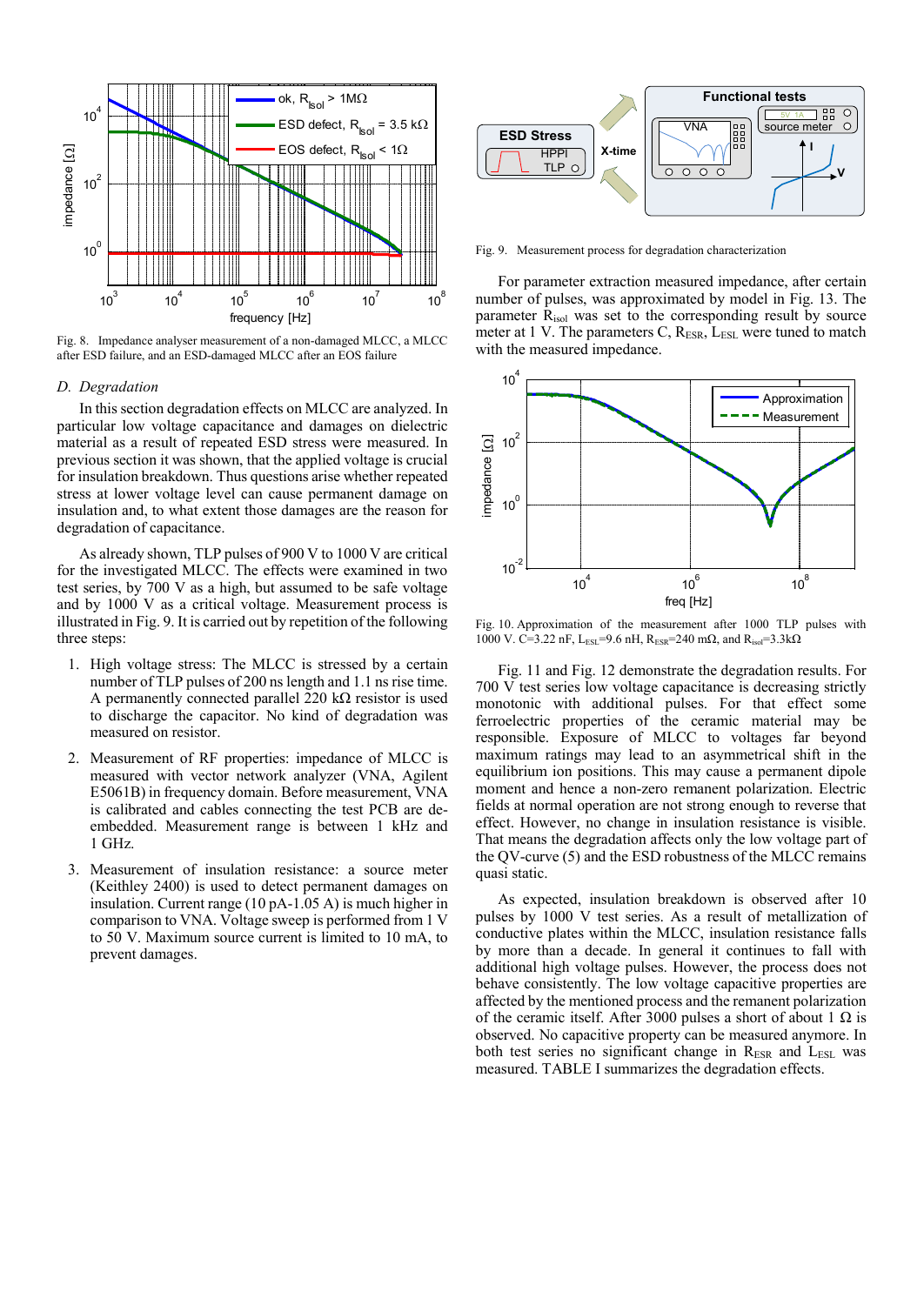Fig. 8. Impedance analyser measurement of a non-damaged MLCC, a MLCC after ESD failure, and an ESD-damaged MLCC after an EOS failure

### D. Degradation

In this section degradation effects on MLCC are analyzed. In particular low voltage capacitance and damages on dielectric material as a result of repeated ESD stress were measured. In previous section it was shown, that the applied voltage is crucial for insulation breakdown. Thus questions arise whether repeated stress at lower voltage level can cause permanent damage on insulation and, to what extent those damages are the reason for degradation of capacitance.

As already shown, TLP pulses of 900 V to 1000 V are critical for the investigated MLCC. The effects were examined in two test series, by 700 V as a high, but assumed to be safe voltage and by 1000 V as a critical voltage. Measurement process is illustrated in Fig. 9. It is carried out by repetition of the following three steps:

1. High voltage stress: The MLCC is stressed by a certain number of TLP pulses of 200 ns length and 1.1 ns rise time. A permanently connected parallel 220 kΩ resistor is used to discharge the capacitor. No kind of degradation was measured on resistor.
2. Measurement of RF properties: impedance of MLCC is measured with vector network analyzer (VNA, Agilent E5061B) in frequency domain. Before measurement, VNA is calibrated and cables connecting the test PCB are de-embedded. Measurement range is between 1 kHz and 1 GHz.
3. Measurement of insulation resistance: a source meter (Keithley 2400) is used to detect permanent damages on insulation. Current range (10 pA-1.05 A) is much higher in comparison to VNA. Voltage sweep is performed from 1 V to 50 V. Maximum source current is limited to 10 mA, to prevent damages.

Fig. 9. Measurement process for degradation characterization

For parameter extraction measured impedance, after certain number of pulses, was approximated by model in Fig. 13. The parameter $R_{isol}$ was set to the corresponding result by source meter at 1 V. The parameters C, $R_{ESR}$, $L_{ESL}$ were tuned to match with the measured impedance.

Fig. 10. Approximation of the measurement after 1000 TLP pulses with 1000 V. C=3.22 nF, $L_{ESL}$=9.6 nH, $R_{ESR}$=240 mΩ, and $R_{isol}$=3.3kΩ

Fig. 11 and Fig. 12 demonstrate the degradation results. For 700 V test series low voltage capacitance is decreasing strictly monotonic with additional pulses. For that effect some ferroelectric properties of the ceramic material may be responsible. Exposure of MLCC to voltages far beyond maximum ratings may lead to an asymmetrical shift in the equilibrium ion positions. This may cause a permanent dipole moment and hence a non-zero remanent polarization. Electric fields at normal operation are not strong enough to reverse that effect. However, no change in insulation resistance is visible. That means the degradation affects only the low voltage part of the QV-curve (5) and the ESD robustness of the MLCC remains quasi static.

As expected, insulation breakdown is observed after 10 pulses by 1000 V test series. As a result of metallization of conductive plates within the MLCC, insulation resistance falls by more than a decade. In general it continues to fall with additional high voltage pulses. However, the process does not behave consistently. The low voltage capacitive properties are affected by the mentioned process and the remanent polarization of the ceramic itself. After 3000 pulses a short of about 1 Ω is observed. No capacitive property can be measured anymore. In both test series no significant change in $R_{ESR}$ and $L_{ESL}$ was measured. TABLE I summarizes the degradation effects.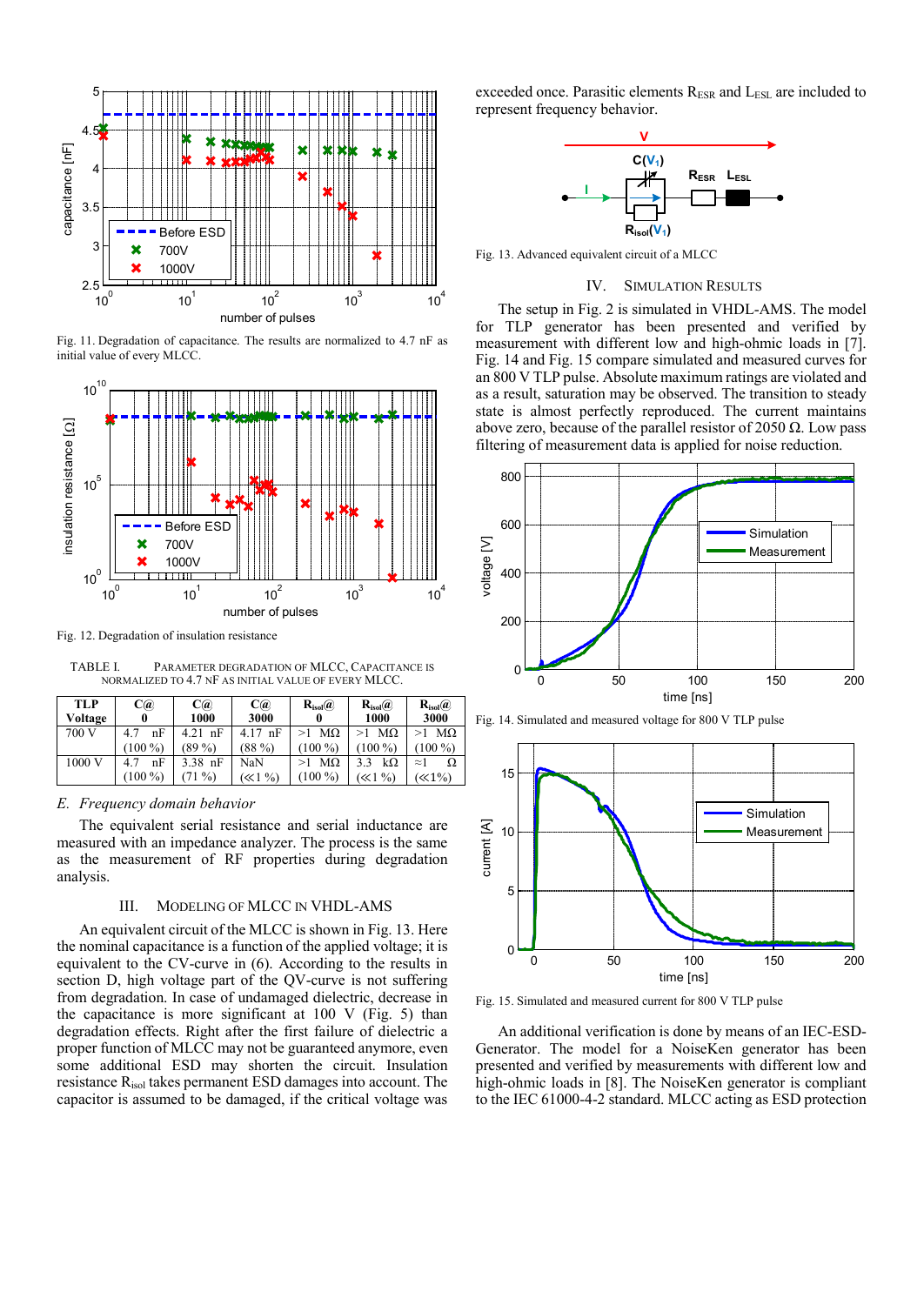Fig. 11. Degradation of capacitance. The results are normalized to 4.7 nF as initial value of every MLCC.

Fig. 12. Degradation of insulation resistance

TABLE I. PARAMETER DEGRADATION OF MLCC, CAPACITANCE IS NORMALIZED TO 4.7 NF AS INITIAL VALUE OF EVERY MLCC.

| TLP Voltage | C@ 0 | C@ 1000 | C@ 3000 | $R_{isol}$@ 0 | $R_{isol}$@ 1000 | $R_{isol}$@ 3000 |
|---|---|---|---|---|---|---|
| 700 V | 4.7 nF (100 %) | 4.21 nF (89 %) | 4.17 nF (88 %) | >1 MΩ (100 %) | >1 MΩ (100 %) | >1 MΩ (100 %) |
| 1000 V | 4.7 nF (100 %) | 3.38 nF (71 %) | NaN (≪1 %) | >1 MΩ (100 %) | 3.3 kΩ (≪1 %) | ≈1 Ω (≪1%) |

### E. Frequency domain behavior

The equivalent serial resistance and serial inductance are measured with an impedance analyzer. The process is the same as the measurement of RF properties during degradation analysis.

## III. MODELING OF MLCC IN VHDL-AMS

An equivalent circuit of the MLCC is shown in Fig. 13. Here the nominal capacitance is a function of the applied voltage; it is equivalent to the CV-curve in (6). According to the results in section D, high voltage part of the QV-curve is not suffering from degradation. In case of undamaged dielectric, decrease in the capacitance is more significant at 100 V (Fig. 5) than degradation effects. Right after the first failure of dielectric a proper function of MLCC may not be guaranteed anymore, even some additional ESD may shorten the circuit. Insulation resistance $R_{isol}$ takes permanent ESD damages into account. The capacitor is assumed to be damaged, if the critical voltage was exceeded once. Parasitic elements $R_{ESR}$ and $L_{ESL}$ are included to represent frequency behavior.

Fig. 13. Advanced equivalent circuit of a MLCC

## IV. SIMULATION RESULTS

The setup in Fig. 2 is simulated in VHDL-AMS. The model for TLP generator has been presented and verified by measurement with different low and high-ohmic loads in [7]. Fig. 14 and Fig. 15 compare simulated and measured curves for an 800 V TLP pulse. Absolute maximum ratings are violated and as a result, saturation may be observed. The transition to steady state is almost perfectly reproduced. The current maintains above zero, because of the parallel resistor of 2050 Ω. Low pass filtering of measurement data is applied for noise reduction.

Fig. 14. Simulated and measured voltage for 800 V TLP pulse

Fig. 15. Simulated and measured current for 800 V TLP pulse

An additional verification is done by means of an IEC-ESD-Generator. The model for a NoiseKen generator has been presented and verified by measurements with different low and high-ohmic loads in [8]. The NoiseKen generator is compliant to the IEC 61000-4-2 standard. MLCC acting as ESD protection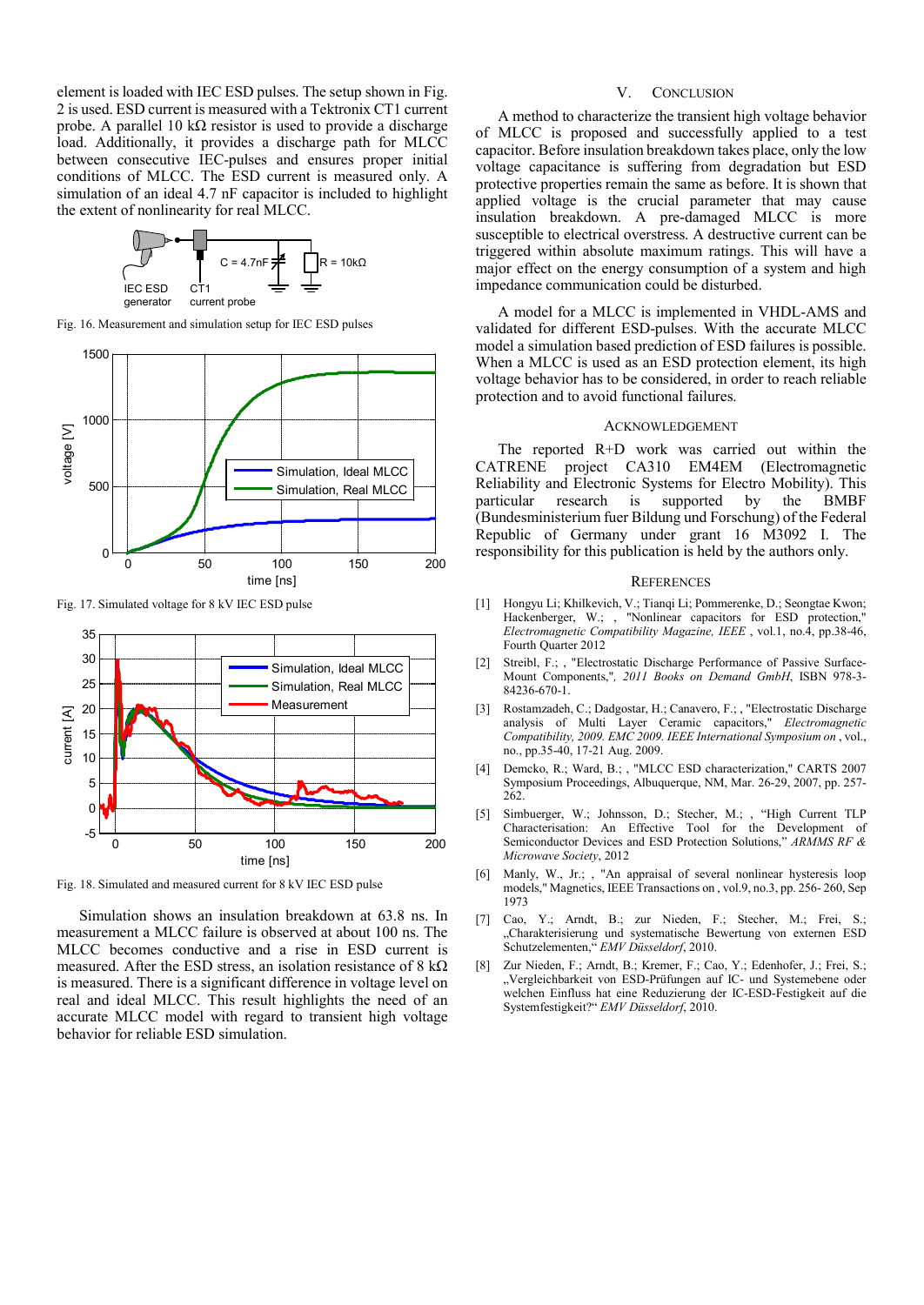element is loaded with IEC ESD pulses. The setup shown in Fig. 2 is used. ESD current is measured with a Tektronix CT1 current probe. A parallel 10 kΩ resistor is used to provide a discharge load. Additionally, it provides a discharge path for MLCC between consecutive IEC-pulses and ensures proper initial conditions of MLCC. The ESD current is measured only. A simulation of an ideal 4.7 nF capacitor is included to highlight the extent of nonlinearity for real MLCC.

IEC ESD generator
CT1 current probe
C = 4.7nF
R = 10kΩ

Fig. 16. Measurement and simulation setup for IEC ESD pulses

voltage [V]
1500
1000
500
0
0
50
100
150
200
time [ns]
Simulation, Ideal MLCC
Simulation, Real MLCC

Fig. 17. Simulated voltage for 8 kV IEC ESD pulse

current [A]
35
30
25
20
15
10
5
0
-5
0
50
100
150
200
time [ns]
Simulation, Ideal MLCC
Simulation, Real MLCC
Measurement

Fig. 18. Simulated and measured current for 8 kV IEC ESD pulse

Simulation shows an insulation breakdown at 63.8 ns. In measurement a MLCC failure is observed at about 100 ns. The MLCC becomes conductive and a rise in ESD current is measured. After the ESD stress, an isolation resistance of 8 kΩ is measured. There is a significant difference in voltage level on real and ideal MLCC. This result highlights the need of an accurate MLCC model with regard to transient high voltage behavior for reliable ESD simulation.

## V. Conclusion

A method to characterize the transient high voltage behavior of MLCC is proposed and successfully applied to a test capacitor. Before insulation breakdown takes place, only the low voltage capacitance is suffering from degradation but ESD protective properties remain the same as before. It is shown that applied voltage is the crucial parameter that may cause insulation breakdown. A pre-damaged MLCC is more susceptible to electrical overstress. A destructive current can be triggered within absolute maximum ratings. This will have a major effect on the energy consumption of a system and high impedance communication could be disturbed.

A model for a MLCC is implemented in VHDL-AMS and validated for different ESD-pulses. With the accurate MLCC model a simulation based prediction of ESD failures is possible. When a MLCC is used as an ESD protection element, its high voltage behavior has to be considered, in order to reach reliable protection and to avoid functional failures.

## Acknowledgement

The reported R+D work was carried out within the CATRENE project CA310 EM4EM (Electromagnetic Reliability and Electronic Systems for Electro Mobility). This particular research is supported by the BMBF (Bundesministerium fuer Bildung und Forschung) of the Federal Republic of Germany under grant 16 M3092 I. The responsibility for this publication is held by the authors only.

## References

[1] Hongyu Li; Khilkevich, V.; Tianqi Li; Pommerenke, D.; Seongtae Kwon; Hackenberger, W.; , "Nonlinear capacitors for ESD protection," *Electromagnetic Compatibility Magazine, IEEE* , vol.1, no.4, pp.38-46, Fourth Quarter 2012

[2] Streibl, F.; , "Electrostatic Discharge Performance of Passive Surface-Mount Components,", *2011 Books on Demand GmbH*, ISBN 978-3-84236-670-1.

[3] Rostamzadeh, C.; Dadgostar, H.; Canavero, F.; , "Electrostatic Discharge analysis of Multi Layer Ceramic capacitors," *Electromagnetic Compatibility, 2009. EMC 2009. IEEE International Symposium on* , vol., no., pp.35-40, 17-21 Aug. 2009.

[4] Demcko, R.; Ward, B.; , "MLCC ESD characterization," CARTS 2007 Symposium Proceedings, Albuquerque, NM, Mar. 26-29, 2007, pp. 257-262.

[5] Simbuerger, W.; Johnsson, D.; Stecher, M.; , "High Current TLP Characterisation: An Effective Tool for the Development of Semiconductor Devices and ESD Protection Solutions," *ARMMS RF & Microwave Society*, 2012

[6] Manly, W., Jr.; , "An appraisal of several nonlinear hysteresis loop models," Magnetics, IEEE Transactions on , vol.9, no.3, pp. 256- 260, Sep 1973

[7] Cao, Y.; Arndt, B.; zur Nieden, F.; Stecher, M.; Frei, S.; „Charakterisierung und systematische Bewertung von externen ESD Schutzelementen," *EMV Düsseldorf*, 2010.

[8] Zur Nieden, F.; Arndt, B.; Kremer, F.; Cao, Y.; Edenhofer, J.; Frei, S.; „Vergleichbarkeit von ESD-Prüfungen auf IC- und Systemebene oder welchen Einfluss hat eine Reduzierung der IC-ESD-Festigkeit auf die Systemfestigkeit?" *EMV Düsseldorf*, 2010.